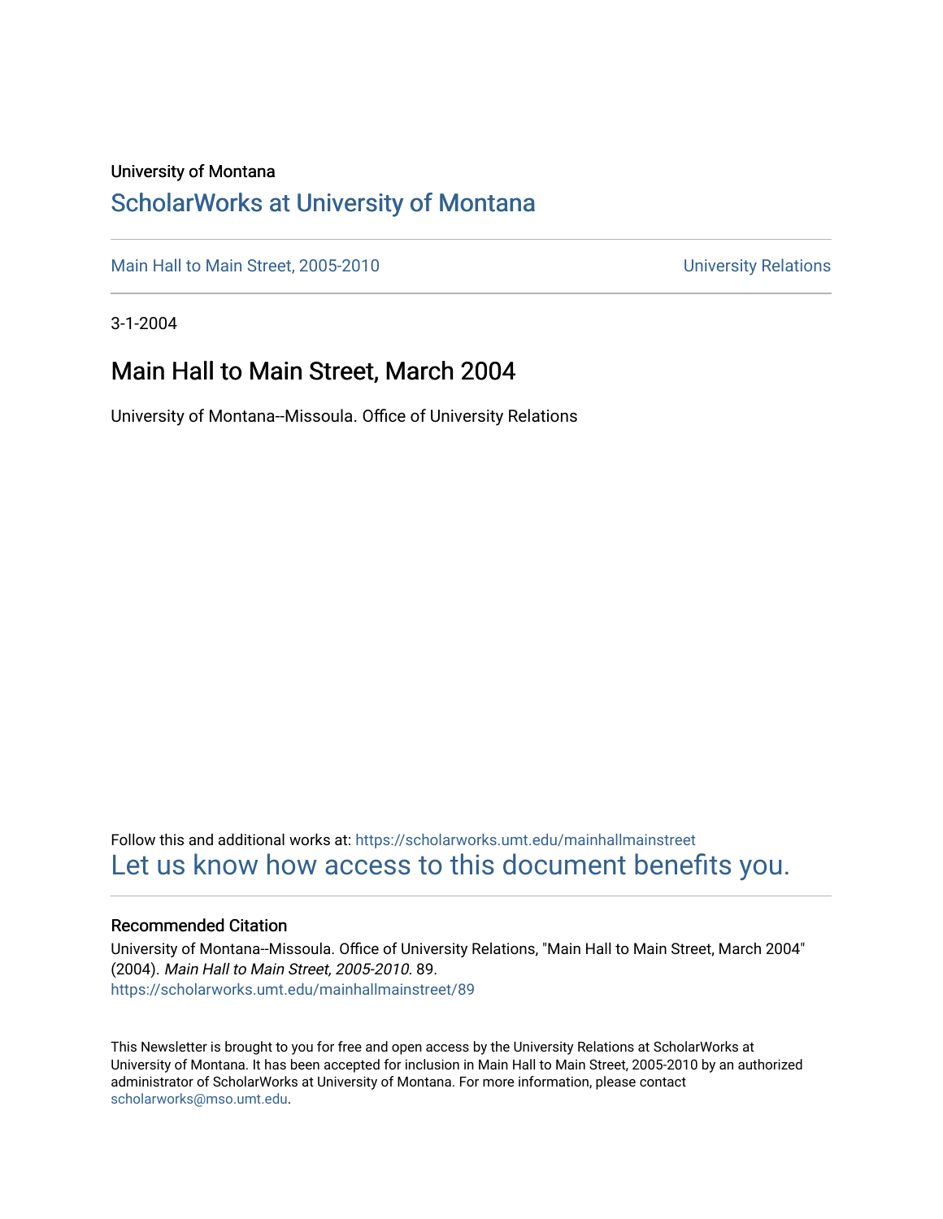University of Montana

# ScholarWorks at University of Montana

Main Hall to Main Street, 2005-2010

University Relations

3-1-2004

## Main Hall to Main Street, March 2004

University of Montana--Missoula. Office of University Relations

Follow this and additional works at: https://scholarworks.umt.edu/mainhallmainstreet

Let us know how access to this document benefits you.

### Recommended Citation

University of Montana--Missoula. Office of University Relations, "Main Hall to Main Street, March 2004" (2004). *Main Hall to Main Street, 2005-2010*. 89.
https://scholarworks.umt.edu/mainhallmainstreet/89

This Newsletter is brought to you for free and open access by the University Relations at ScholarWorks at University of Montana. It has been accepted for inclusion in Main Hall to Main Street, 2005-2010 by an authorized administrator of ScholarWorks at University of Montana. For more information, please contact scholarworks@mso.umt.edu.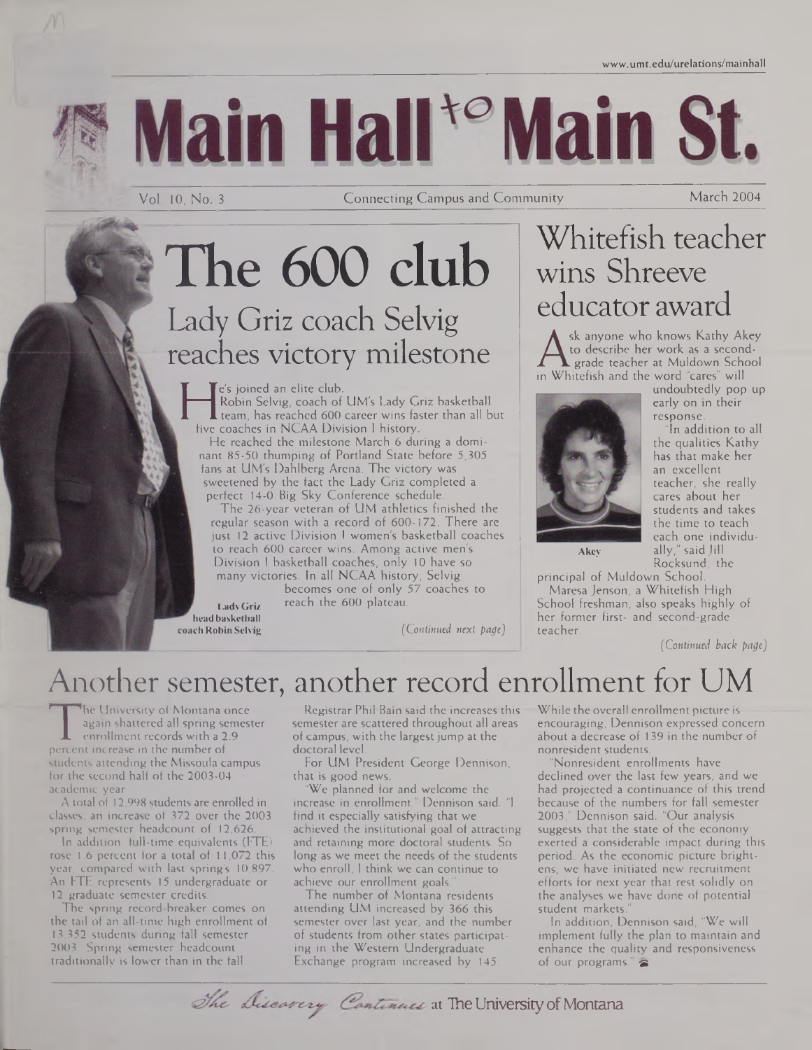www.umt.edu/urelations/mainhall

# Main Hall to Main St.

Vol. 10, No. 3 | Connecting Campus and Community | March 2004

# The 600 club

## Lady Griz coach Selvig reaches victory milestone

He's joined an elite club.

Robin Selvig, coach of UM's Lady Griz basketball team, has reached 600 career wins faster than all but five coaches in NCAA Division I history.

He reached the milestone March 6 during a dominant 85-50 thumping of Portland State before 5,305 fans at UM's Dahlberg Arena. The victory was sweetened by the fact the Lady Griz completed a perfect 14-0 Big Sky Conference schedule.

The 26-year veteran of UM athletics finished the regular season with a record of 600-172. There are just 12 active Division I women's basketball coaches to reach 600 career wins. Among active men's Division I basketball coaches, only 10 have so many victories. In all NCAA history, Selvig becomes one of only 57 coaches to reach the 600 plateau.

Lady Griz head basketball coach Robin Selvig

*(Continued next page)*

# Whitefish teacher wins Shreeve educator award

Ask anyone who knows Kathy Akey to describe her work as a second-grade teacher at Muldown School in Whitefish and the word "cares" will undoubtedly pop up early on in their response.

Akey

"In addition to all the qualities Kathy has that make her an excellent teacher, she really cares about her students and takes the time to teach each one individually," said Jill Rocksund, the principal of Muldown School.

Maresa Jenson, a Whitefish High School freshman, also speaks highly of her former first- and second-grade teacher.

*(Continued back page)*

# Another semester, another record enrollment for UM

The University of Montana once again shattered all spring semester enrollment records with a 2.9 percent increase in the number of students attending the Missoula campus for the second half of the 2003-04 academic year.

A total of 12,998 students are enrolled in classes, an increase of 372 over the 2003 spring semester headcount of 12,626.

In addition, full-time equivalents (FTE) rose 1.6 percent for a total of 11,072 this year, compared with last spring's 10,897. An FTE represents 15 undergraduate or 12 graduate semester credits.

The spring record-breaker comes on the tail of an all-time high enrollment of 13,352 students during fall semester 2003. Spring semester headcount traditionally is lower than in the fall.

Registrar Phil Bain said the increases this semester are scattered throughout all areas of campus, with the largest jump at the doctoral level.

For UM President George Dennison, that is good news.

"We planned for and welcome the increase in enrollment," Dennison said. "I find it especially satisfying that we achieved the institutional goal of attracting and retaining more doctoral students. So long as we meet the needs of the students who enroll, I think we can continue to achieve our enrollment goals."

The number of Montana residents attending UM increased by 366 this semester over last year, and the number of students from other states participating in the Western Undergraduate Exchange program increased by 145.

While the overall enrollment picture is encouraging, Dennison expressed concern about a decrease of 139 in the number of nonresident students.

"Nonresident enrollments have declined over the last few years, and we had projected a continuance of this trend because of the numbers for fall semester 2003," Dennison said. "Our analysis suggests that the state of the economy exerted a considerable impact during this period. As the economic picture brightens, we have initiated new recruitment efforts for next year that rest solidly on the analyses we have done of potential student markets."

In addition, Dennison said, "We will implement fully the plan to maintain and enhance the quality and responsiveness of our programs."

*The Discovery Continues* at The University of Montana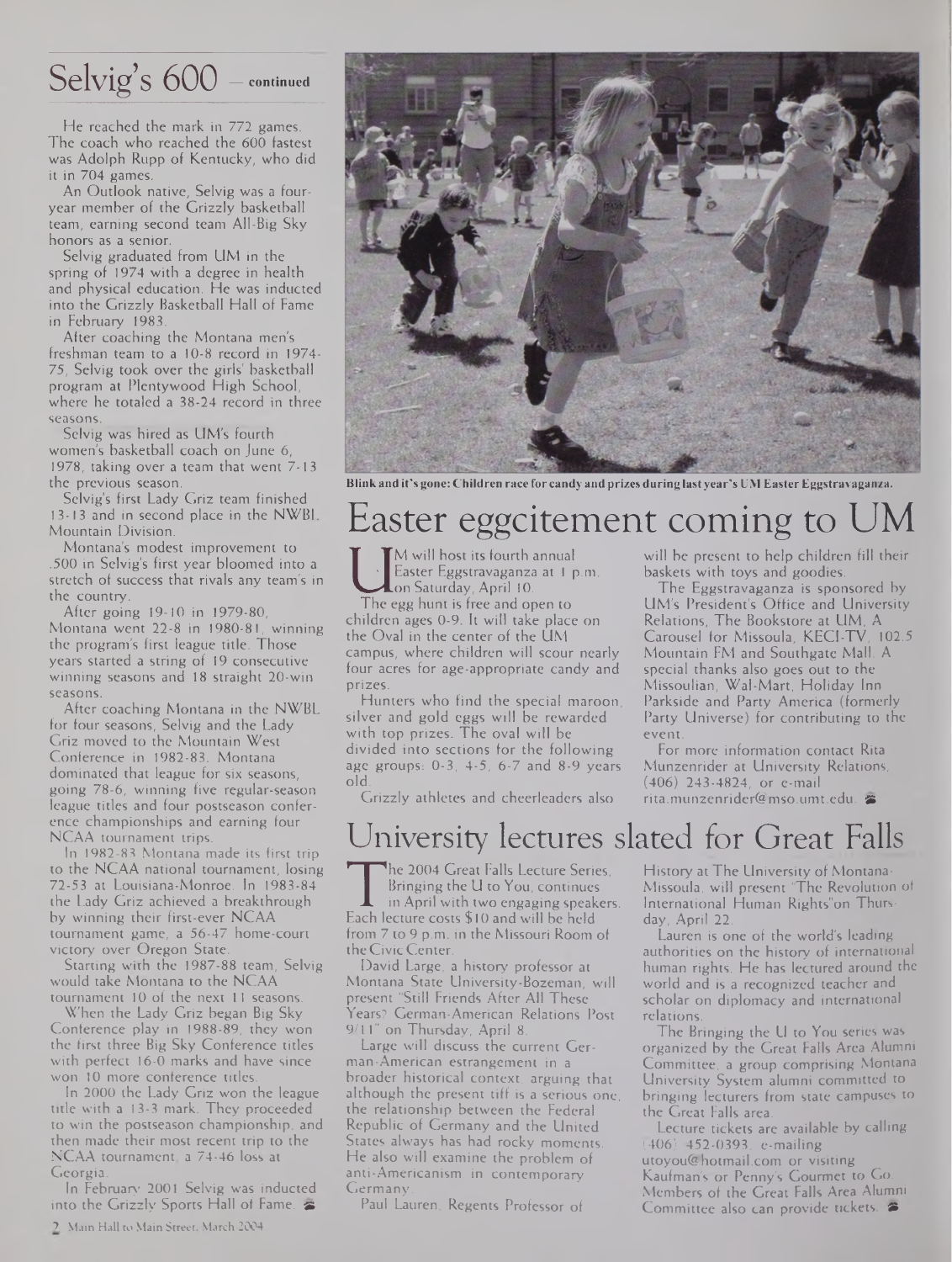## Selvig's 600 — continued

He reached the mark in 772 games. The coach who reached the 600 fastest was Adolph Rupp of Kentucky, who did it in 704 games.

An Outlook native, Selvig was a four-year member of the Grizzly basketball team, earning second team All-Big Sky honors as a senior.

Selvig graduated from UM in the spring of 1974 with a degree in health and physical education. He was inducted into the Grizzly Basketball Hall of Fame in February 1983.

After coaching the Montana men's freshman team to a 10-8 record in 1974-75, Selvig took over the girls' basketball program at Plentywood High School, where he totaled a 38-24 record in three seasons.

Selvig was hired as UM's fourth women's basketball coach on June 6, 1978, taking over a team that went 7-13 the previous season.

Selvig's first Lady Griz team finished 13-13 and in second place in the NWBL Mountain Division.

Montana's modest improvement to .500 in Selvig's first year bloomed into a stretch of success that rivals any team's in the country.

After going 19-10 in 1979-80, Montana went 22-8 in 1980-81, winning the program's first league title. Those years started a string of 19 consecutive winning seasons and 18 straight 20-win seasons.

After coaching Montana in the NWBL for four seasons, Selvig and the Lady Griz moved to the Mountain West Conference in 1982-83. Montana dominated that league for six seasons, going 78-6, winning five regular-season league titles and four postseason conference championships and earning four NCAA tournament trips.

In 1982-83 Montana made its first trip to the NCAA national tournament, losing 72-53 at Louisiana-Monroe. In 1983-84 the Lady Griz achieved a breakthrough by winning their first-ever NCAA tournament game, a 56-47 home-court victory over Oregon State.

Starting with the 1987-88 team, Selvig would take Montana to the NCAA tournament 10 of the next 11 seasons.

When the Lady Griz began Big Sky Conference play in 1988-89, they won the first three Big Sky Conference titles with perfect 16-0 marks and have since won 10 more conference titles.

In 2000 the Lady Griz won the league title with a 13-3 mark. They proceeded to win the postseason championship, and then made their most recent trip to the NCAA tournament, a 74-46 loss at Georgia.

In February 2001 Selvig was inducted into the Grizzly Sports Hall of Fame.

**Blink and it's gone: Children race for candy and prizes during last year's UM Easter Eggstravaganza.**

# Easter eggcitement coming to UM

UM will host its fourth annual Easter Eggstravaganza at 1 p.m. on Saturday, April 10.

The egg hunt is free and open to children ages 0-9. It will take place on the Oval in the center of the UM campus, where children will scour nearly four acres for age-appropriate candy and prizes.

Hunters who find the special maroon, silver and gold eggs will be rewarded with top prizes. The oval will be divided into sections for the following age groups: 0-3, 4-5, 6-7 and 8-9 years old.

Grizzly athletes and cheerleaders also will be present to help children fill their baskets with toys and goodies.

The Eggstravaganza is sponsored by UM's President's Office and University Relations, The Bookstore at UM, A Carousel for Missoula, KECI-TV, 102.5 Mountain FM and Southgate Mall. A special thanks also goes out to the Missoulian, Wal-Mart, Holiday Inn Parkside and Party America (formerly Party Universe) for contributing to the event.

For more information contact Rita Munzenrider at University Relations, (406) 243-4824, or e-mail rita.munzenrider@mso.umt.edu.

# University lectures slated for Great Falls

The 2004 Great Falls Lecture Series, Bringing the U to You, continues in April with two engaging speakers. Each lecture costs $10 and will be held from 7 to 9 p.m. in the Missouri Room of the Civic Center.

David Large, a history professor at Montana State University-Bozeman, will present "Still Friends After All These Years? German-American Relations Post 9/11" on Thursday, April 8.

Large will discuss the current German-American estrangement in a broader historical context, arguing that although the present tiff is a serious one, the relationship between the Federal Republic of Germany and the United States always has had rocky moments. He also will examine the problem of anti-Americanism in contemporary Germany.

Paul Lauren, Regents Professor of History at The University of Montana-Missoula, will present "The Revolution of International Human Rights" on Thursday, April 22.

Lauren is one of the world's leading authorities on the history of international human rights. He has lectured around the world and is a recognized teacher and scholar on diplomacy and international relations.

The Bringing the U to You series was organized by the Great Falls Area Alumni Committee, a group comprising Montana University System alumni committed to bringing lecturers from state campuses to the Great Falls area.

Lecture tickets are available by calling (406) 452-0393, e-mailing utoyou@hotmail.com or visiting Kaufman's or Penny's Gourmet to Go. Members of the Great Falls Area Alumni Committee also can provide tickets.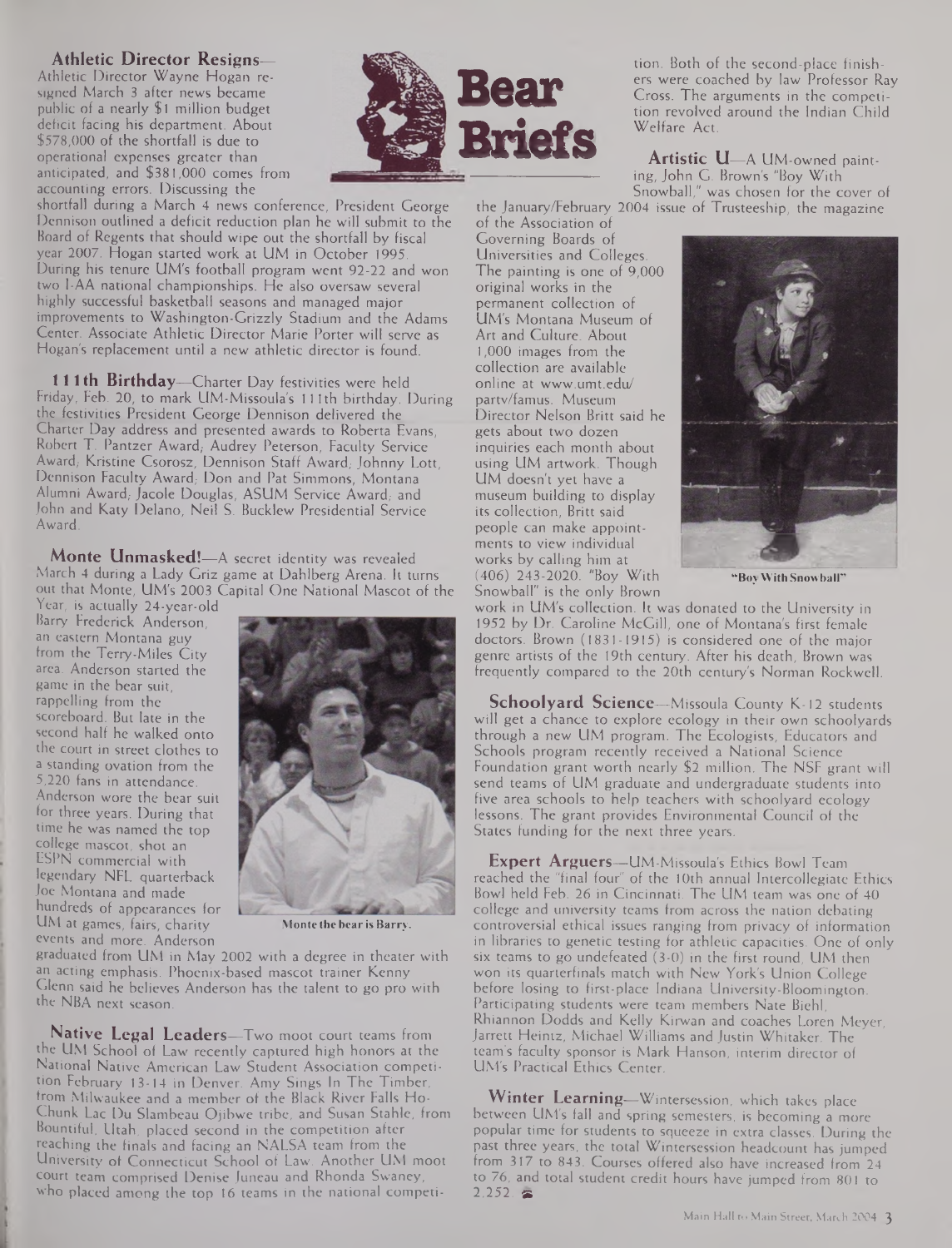# Bear Briefs

**Athletic Director Resigns**—Athletic Director Wayne Hogan resigned March 3 after news became public of a nearly $1 million budget deficit facing his department. About $578,000 of the shortfall is due to operational expenses greater than anticipated, and $381,000 comes from accounting errors. Discussing the shortfall during a March 4 news conference, President George Dennison outlined a deficit reduction plan he will submit to the Board of Regents that should wipe out the shortfall by fiscal year 2007. Hogan started work at UM in October 1995. During his tenure UM's football program went 92-22 and won two I-AA national championships. He also oversaw several highly successful basketball seasons and managed major improvements to Washington-Grizzly Stadium and the Adams Center. Associate Athletic Director Marie Porter will serve as Hogan's replacement until a new athletic director is found.

**111th Birthday**—Charter Day festivities were held Friday, Feb. 20, to mark UM-Missoula's 111th birthday. During the festivities President George Dennison delivered the Charter Day address and presented awards to Roberta Evans, Robert T. Pantzer Award; Audrey Peterson, Faculty Service Award; Kristine Csorosz, Dennison Staff Award; Johnny Lott, Dennison Faculty Award; Don and Pat Simmons, Montana Alumni Award; Jacole Douglas, ASUM Service Award; and John and Katy Delano, Neil S. Bucklew Presidential Service Award.

**Monte Unmasked!**—A secret identity was revealed March 4 during a Lady Griz game at Dahlberg Arena. It turns out that Monte, UM's 2003 Capital One National Mascot of the Year, is actually 24-year-old Barry Frederick Anderson, an eastern Montana guy from the Terry-Miles City area. Anderson started the game in the bear suit, rappelling from the scoreboard. But late in the second half he walked onto the court in street clothes to a standing ovation from the 5,220 fans in attendance. Anderson wore the bear suit for three years. During that time he was named the top college mascot, shot an ESPN commercial with legendary NFL quarterback Joe Montana and made hundreds of appearances for UM at games, fairs, charity events and more. Anderson graduated from UM in May 2002 with a degree in theater with an acting emphasis. Phoenix-based mascot trainer Kenny Glenn said he believes Anderson has the talent to go pro with the NBA next season.

Monte the bear is Barry.

**Native Legal Leaders**—Two moot court teams from the UM School of Law recently captured high honors at the National Native American Law Student Association competition February 13-14 in Denver. Amy Sings In The Timber, from Milwaukee and a member of the Black River Falls Ho-Chunk Lac Du Slambeau Ojibwe tribe, and Susan Stahle, from Bountiful, Utah, placed second in the competition after reaching the finals and facing an NALSA team from the University of Connecticut School of Law. Another UM moot court team comprised Denise Juneau and Rhonda Swaney, who placed among the top 16 teams in the national competition. Both of the second-place finishers were coached by law Professor Ray Cross. The arguments in the competition revolved around the Indian Child Welfare Act.

**Artistic U**—A UM-owned painting, John G. Brown's "Boy With Snowball," was chosen for the cover of the January/February 2004 issue of Trusteeship, the magazine of the Association of Governing Boards of Universities and Colleges. The painting is one of 9,000 original works in the permanent collection of UM's Montana Museum of Art and Culture. About 1,000 images from the collection are available online at www.umt.edu/partv/famus. Museum Director Nelson Britt said he gets about two dozen inquiries each month about using UM artwork. Though UM doesn't yet have a museum building to display its collection, Britt said people can make appointments to view individual works by calling him at (406) 243-2020. "Boy With Snowball" is the only Brown work in UM's collection. It was donated to the University in 1952 by Dr. Caroline McGill, one of Montana's first female doctors. Brown (1831-1915) is considered one of the major genre artists of the 19th century. After his death, Brown was frequently compared to the 20th century's Norman Rockwell.

"Boy With Snowball"

**Schoolyard Science**—Missoula County K-12 students will get a chance to explore ecology in their own schoolyards through a new UM program. The Ecologists, Educators and Schools program recently received a National Science Foundation grant worth nearly $2 million. The NSF grant will send teams of UM graduate and undergraduate students into five area schools to help teachers with schoolyard ecology lessons. The grant provides Environmental Council of the States funding for the next three years.

**Expert Arguers**—UM-Missoula's Ethics Bowl Team reached the "final four" of the 10th annual Intercollegiate Ethics Bowl held Feb. 26 in Cincinnati. The UM team was one of 40 college and university teams from across the nation debating controversial ethical issues ranging from privacy of information in libraries to genetic testing for athletic capacities. One of only six teams to go undefeated (3-0) in the first round, UM then won its quarterfinals match with New York's Union College before losing to first-place Indiana University-Bloomington. Participating students were team members Nate Biehl, Rhiannon Dodds and Kelly Kirwan and coaches Loren Meyer, Jarrett Heintz, Michael Williams and Justin Whitaker. The team's faculty sponsor is Mark Hanson, interim director of UM's Practical Ethics Center.

**Winter Learning**—Wintersession, which takes place between UM's fall and spring semesters, is becoming a more popular time for students to squeeze in extra classes. During the past three years, the total Wintersession headcount has jumped from 317 to 843. Courses offered also have increased from 24 to 76, and total student credit hours have jumped from 801 to 2,252.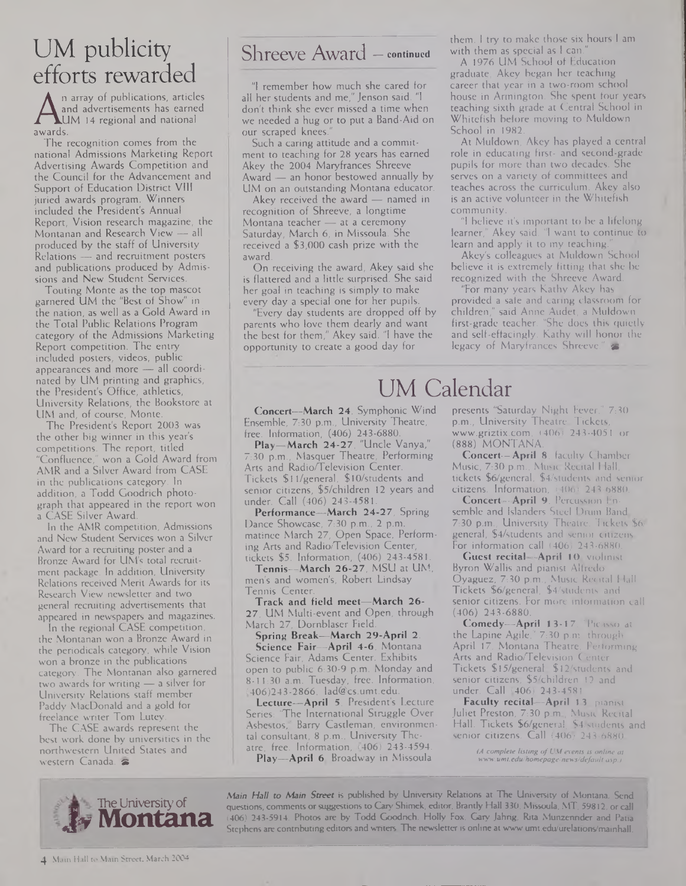# UM publicity efforts rewarded

An array of publications, articles and advertisements has earned UM 14 regional and national awards.

The recognition comes from the national Admissions Marketing Report Advertising Awards Competition and the Council for the Advancement and Support of Education District VIII juried awards program. Winners included the President's Annual Report, Vision research magazine, the Montanan and Research View — all produced by the staff of University Relations — and recruitment posters and publications produced by Admissions and New Student Services.

Touting Monte as the top mascot garnered UM the "Best of Show" in the nation, as well as a Gold Award in the Total Public Relations Program category of the Admissions Marketing Report competition. The entry included posters, videos, public appearances and more — all coordinated by UM printing and graphics, the President's Office, athletics, University Relations, the Bookstore at UM and, of course, Monte.

The President's Report 2003 was the other big winner in this year's competitions. The report, titled "Confluence," won a Gold Award from AMR and a Silver Award from CASE in the publications category. In addition, a Todd Goodrich photograph that appeared in the report won a CASE Silver Award.

In the AMR competition, Admissions and New Student Services won a Silver Award for a recruiting poster and a Bronze Award for UM's total recruitment package. In addition, University Relations received Merit Awards for its Research View newsletter and two general recruiting advertisements that appeared in newspapers and magazines.

In the regional CASE competition, the Montanan won a Bronze Award in the periodicals category, while Vision won a bronze in the publications category. The Montanan also garnered two awards for writing — a silver for University Relations staff member Paddy MacDonald and a gold for freelance writer Tom Lutey.

The CASE awards represent the best work done by universities in the northwestern United States and western Canada.

# Shreeve Award — continued

"I remember how much she cared for all her students and me," Jenson said. "I don't think she ever missed a time when we needed a hug or to put a Band-Aid on our scraped knees."

Such a caring attitude and a commitment to teaching for 28 years has earned Akey the 2004 Maryfrances Shreeve Award — an honor bestowed annually by UM on an outstanding Montana educator.

Akey received the award — named in recognition of Shreeve, a longtime Montana teacher — at a ceremony Saturday, March 6, in Missoula. She received a $3,000 cash prize with the award.

On receiving the award, Akey said she is flattered and a little surprised. She said her goal in teaching is simply to make every day a special one for her pupils.

"Every day students are dropped off by parents who love them dearly and want the best for them," Akey said. "I have the opportunity to create a good day for them. I try to make those six hours I am with them as special as I can."

A 1976 UM School of Education graduate, Akey began her teaching career that year in a two-room school house in Armington. She spent four years teaching sixth grade at Central School in Whitefish before moving to Muldown School in 1982.

At Muldown, Akey has played a central role in educating first- and second-grade pupils for more than two decades. She serves on a variety of committees and teaches across the curriculum. Akey also is an active volunteer in the Whitefish community.

"I believe it's important to be a lifelong learner," Akey said. "I want to continue to learn and apply it to my teaching."

Akey's colleagues at Muldown School believe it is extremely fitting that she be recognized with the Shreeve Award.

"For many years Kathy Akey has provided a safe and caring classroom for children," said Anne Audet, a Muldown first-grade teacher. "She does this quietly and self-effacingly. Kathy will honor the legacy of Maryfrances Shreeve."

# UM Calendar

**Concert—March 24**, Symphonic Wind Ensemble, 7:30 p.m., University Theatre, free. Information, (406) 243-6880.

**Play—March 24-27**, "Uncle Vanya," 7:30 p.m., Masquer Theatre, Performing Arts and Radio/Television Center. Tickets $11/general, $10/students and senior citizens, $5/children 12 years and under. Call (406) 243-4581.

**Performance—March 24-27**, Spring Dance Showcase, 7:30 p.m., 2 p.m. matinee March 27, Open Space, Performing Arts and Radio/Television Center, tickets $5. Information, (406) 243-4581.

**Tennis—March 26-27**, MSU at UM, men's and women's, Robert Lindsay Tennis Center.

**Track and field meet—March 26-27**, UM Multi-event and Open, through March 27, Dornblaser Field.

**Spring Break—March 29-April 2.**

**Science Fair—April 4-6**, Montana Science Fair, Adams Center. Exhibits open to public 6:30-9 p.m. Monday and 8-11:30 a.m. Tuesday, free. Information, (406)243-2866, lad@cs.umt.edu.

**Lecture—April 5**, President's Lecture Series, "The International Struggle Over Asbestos," Barry Castleman, environmental consultant, 8 p.m., University Theatre, free. Information, (406) 243-4594.

**Play—April 6**, Broadway in Missoula presents "Saturday Night Fever," 7:30 p.m., University Theatre. Tickets, www.griztix.com, (406) 243-4051 or (888) MONTANA.

**Concert—April 8**, faculty Chamber Music, 7:30 p.m., Music Recital Hall, tickets $6/general, $4/students and senior citizens. Information, (406) 243-6880.

**Concert—April 9**, Percussion Ensemble and Islanders Steel Drum Band, 7:30 p.m., University Theatre. Tickets $6/general, $4/students and senior citizens. For information call (406) 243-6880.

**Guest recital—April 10**, violinist Byron Wallis and pianist Alfredo Oyaguez, 7:30 p.m., Music Recital Hall. Tickets $6/general, $4/students and senior citizens. For more information call (406) 243-6880.

**Comedy—April 13-17**, "Picasso at the Lapine Agile," 7:30 p.m. through April 17, Montana Theatre, Performing Arts and Radio/Television Center. Tickets $15/general, $12/students and senior citizens, $5/children 12 and under. Call (406) 243-4581.

**Faculty recital—April 13**, pianist Juliet Preston, 7:30 p.m., Music Recital Hall. Tickets $6/general, $4/students and senior citizens. Call (406) 243-6880.

*(A complete listing of UM events is online at www.umt.edu/homepage/news/default.asp.)*

The University of Montana

*Main Hall to Main Street* is published by University Relations at The University of Montana. Send questions, comments or suggestions to Cary Shimek, editor, Brantly Hall 330, Missoula, MT 59812, or call (406) 243-5914. Photos are by Todd Goodrich. Holly Fox, Gary Jahrig, Rita Munzenrider and Patia Stephens are contributing editors and writers. The newsletter is online at www.umt.edu/urelations/mainhall.